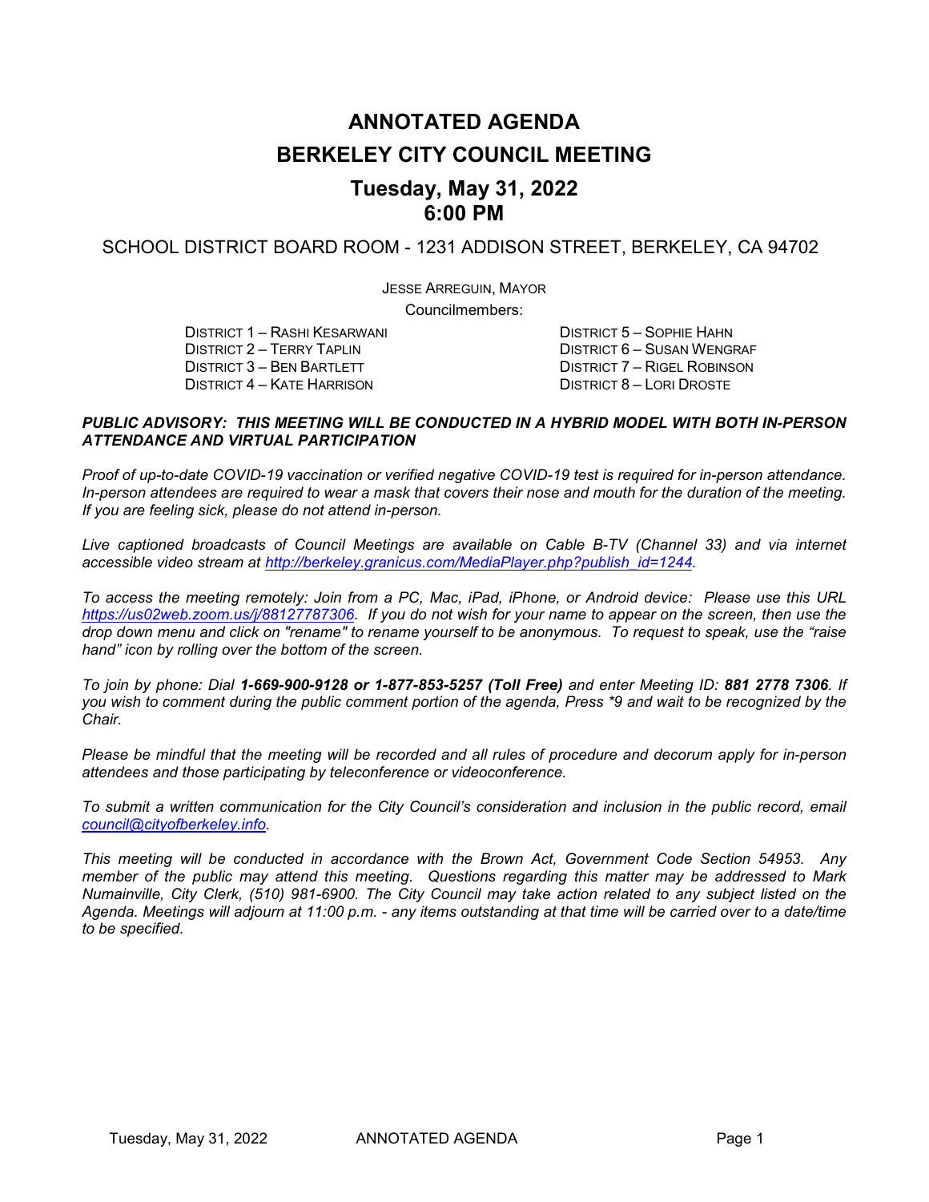# ANNOTATED AGENDA

# BERKELEY CITY COUNCIL MEETING

## Tuesday, May 31, 2022
## 6:00 PM

SCHOOL DISTRICT BOARD ROOM - 1231 ADDISON STREET, BERKELEY, CA 94702

JESSE ARREGUIN, MAYOR

Councilmembers:

DISTRICT 1 – RASHI KESARWANI
DISTRICT 2 – TERRY TAPLIN
DISTRICT 3 – BEN BARTLETT
DISTRICT 4 – KATE HARRISON
DISTRICT 5 – SOPHIE HAHN
DISTRICT 6 – SUSAN WENGRAF
DISTRICT 7 – RIGEL ROBINSON
DISTRICT 8 – LORI DROSTE

***PUBLIC ADVISORY: THIS MEETING WILL BE CONDUCTED IN A HYBRID MODEL WITH BOTH IN-PERSON ATTENDANCE AND VIRTUAL PARTICIPATION***

*Proof of up-to-date COVID-19 vaccination or verified negative COVID-19 test is required for in-person attendance. In-person attendees are required to wear a mask that covers their nose and mouth for the duration of the meeting. If you are feeling sick, please do not attend in-person.*

*Live captioned broadcasts of Council Meetings are available on Cable B-TV (Channel 33) and via internet accessible video stream at http://berkeley.granicus.com/MediaPlayer.php?publish_id=1244.*

*To access the meeting remotely: Join from a PC, Mac, iPad, iPhone, or Android device: Please use this URL https://us02web.zoom.us/j/88127787306. If you do not wish for your name to appear on the screen, then use the drop down menu and click on "rename" to rename yourself to be anonymous. To request to speak, use the "raise hand" icon by rolling over the bottom of the screen.*

*To join by phone: Dial **1-669-900-9128 or 1-877-853-5257 (Toll Free)** and enter Meeting ID: **881 2778 7306**. If you wish to comment during the public comment portion of the agenda, Press \*9 and wait to be recognized by the Chair.*

*Please be mindful that the meeting will be recorded and all rules of procedure and decorum apply for in-person attendees and those participating by teleconference or videoconference.*

*To submit a written communication for the City Council's consideration and inclusion in the public record, email council@cityofberkeley.info.*

*This meeting will be conducted in accordance with the Brown Act, Government Code Section 54953. Any member of the public may attend this meeting. Questions regarding this matter may be addressed to Mark Numainville, City Clerk, (510) 981-6900. The City Council may take action related to any subject listed on the Agenda. Meetings will adjourn at 11:00 p.m. - any items outstanding at that time will be carried over to a date/time to be specified.*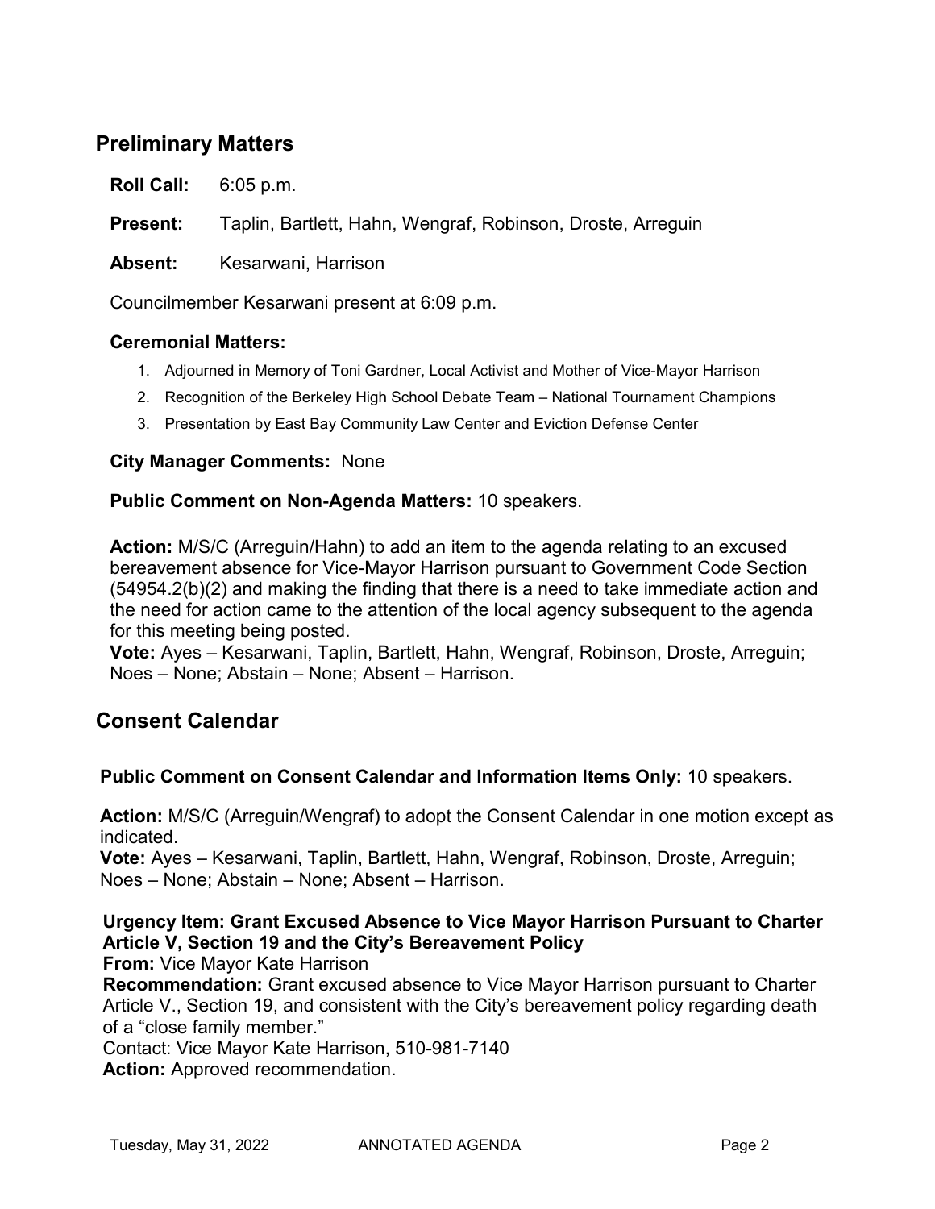## Preliminary Matters

**Roll Call:** 6:05 p.m.

**Present:** Taplin, Bartlett, Hahn, Wengraf, Robinson, Droste, Arreguin

**Absent:** Kesarwani, Harrison

Councilmember Kesarwani present at 6:09 p.m.

### Ceremonial Matters:

1. Adjourned in Memory of Toni Gardner, Local Activist and Mother of Vice-Mayor Harrison
2. Recognition of the Berkeley High School Debate Team – National Tournament Champions
3. Presentation by East Bay Community Law Center and Eviction Defense Center

**City Manager Comments:** None

**Public Comment on Non-Agenda Matters:** 10 speakers.

**Action:** M/S/C (Arreguin/Hahn) to add an item to the agenda relating to an excused bereavement absence for Vice-Mayor Harrison pursuant to Government Code Section (54954.2(b)(2) and making the finding that there is a need to take immediate action and the need for action came to the attention of the local agency subsequent to the agenda for this meeting being posted.
**Vote:** Ayes – Kesarwani, Taplin, Bartlett, Hahn, Wengraf, Robinson, Droste, Arreguin; Noes – None; Abstain – None; Absent – Harrison.

## Consent Calendar

**Public Comment on Consent Calendar and Information Items Only:** 10 speakers.

**Action:** M/S/C (Arreguin/Wengraf) to adopt the Consent Calendar in one motion except as indicated.
**Vote:** Ayes – Kesarwani, Taplin, Bartlett, Hahn, Wengraf, Robinson, Droste, Arreguin; Noes – None; Abstain – None; Absent – Harrison.

**Urgency Item: Grant Excused Absence to Vice Mayor Harrison Pursuant to Charter Article V, Section 19 and the City's Bereavement Policy**
**From:** Vice Mayor Kate Harrison
**Recommendation:** Grant excused absence to Vice Mayor Harrison pursuant to Charter Article V., Section 19, and consistent with the City's bereavement policy regarding death of a "close family member."
Contact: Vice Mayor Kate Harrison, 510-981-7140
**Action:** Approved recommendation.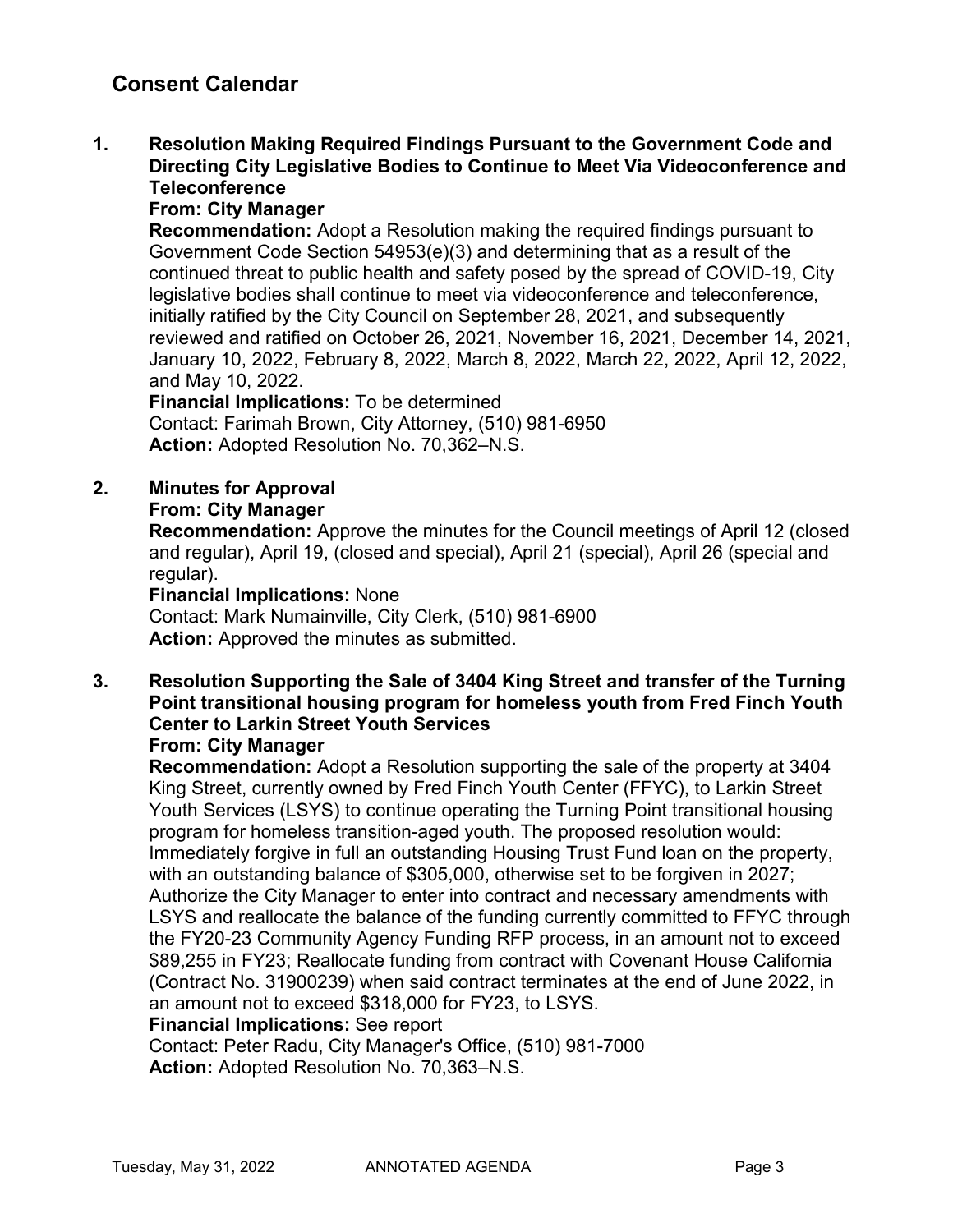## Consent Calendar

**1. Resolution Making Required Findings Pursuant to the Government Code and Directing City Legislative Bodies to Continue to Meet Via Videoconference and Teleconference**

**From: City Manager**

**Recommendation:** Adopt a Resolution making the required findings pursuant to Government Code Section 54953(e)(3) and determining that as a result of the continued threat to public health and safety posed by the spread of COVID-19, City legislative bodies shall continue to meet via videoconference and teleconference, initially ratified by the City Council on September 28, 2021, and subsequently reviewed and ratified on October 26, 2021, November 16, 2021, December 14, 2021, January 10, 2022, February 8, 2022, March 8, 2022, March 22, 2022, April 12, 2022, and May 10, 2022.

**Financial Implications:** To be determined

Contact: Farimah Brown, City Attorney, (510) 981-6950

**Action:** Adopted Resolution No. 70,362–N.S.

**2. Minutes for Approval**

**From: City Manager**

**Recommendation:** Approve the minutes for the Council meetings of April 12 (closed and regular), April 19, (closed and special), April 21 (special), April 26 (special and regular).

**Financial Implications:** None

Contact: Mark Numainville, City Clerk, (510) 981-6900

**Action:** Approved the minutes as submitted.

**3. Resolution Supporting the Sale of 3404 King Street and transfer of the Turning Point transitional housing program for homeless youth from Fred Finch Youth Center to Larkin Street Youth Services**

**From: City Manager**

**Recommendation:** Adopt a Resolution supporting the sale of the property at 3404 King Street, currently owned by Fred Finch Youth Center (FFYC), to Larkin Street Youth Services (LSYS) to continue operating the Turning Point transitional housing program for homeless transition-aged youth. The proposed resolution would: Immediately forgive in full an outstanding Housing Trust Fund loan on the property, with an outstanding balance of $305,000, otherwise set to be forgiven in 2027; Authorize the City Manager to enter into contract and necessary amendments with LSYS and reallocate the balance of the funding currently committed to FFYC through the FY20-23 Community Agency Funding RFP process, in an amount not to exceed $89,255 in FY23; Reallocate funding from contract with Covenant House California (Contract No. 31900239) when said contract terminates at the end of June 2022, in an amount not to exceed $318,000 for FY23, to LSYS.

**Financial Implications:** See report

Contact: Peter Radu, City Manager's Office, (510) 981-7000

**Action:** Adopted Resolution No. 70,363–N.S.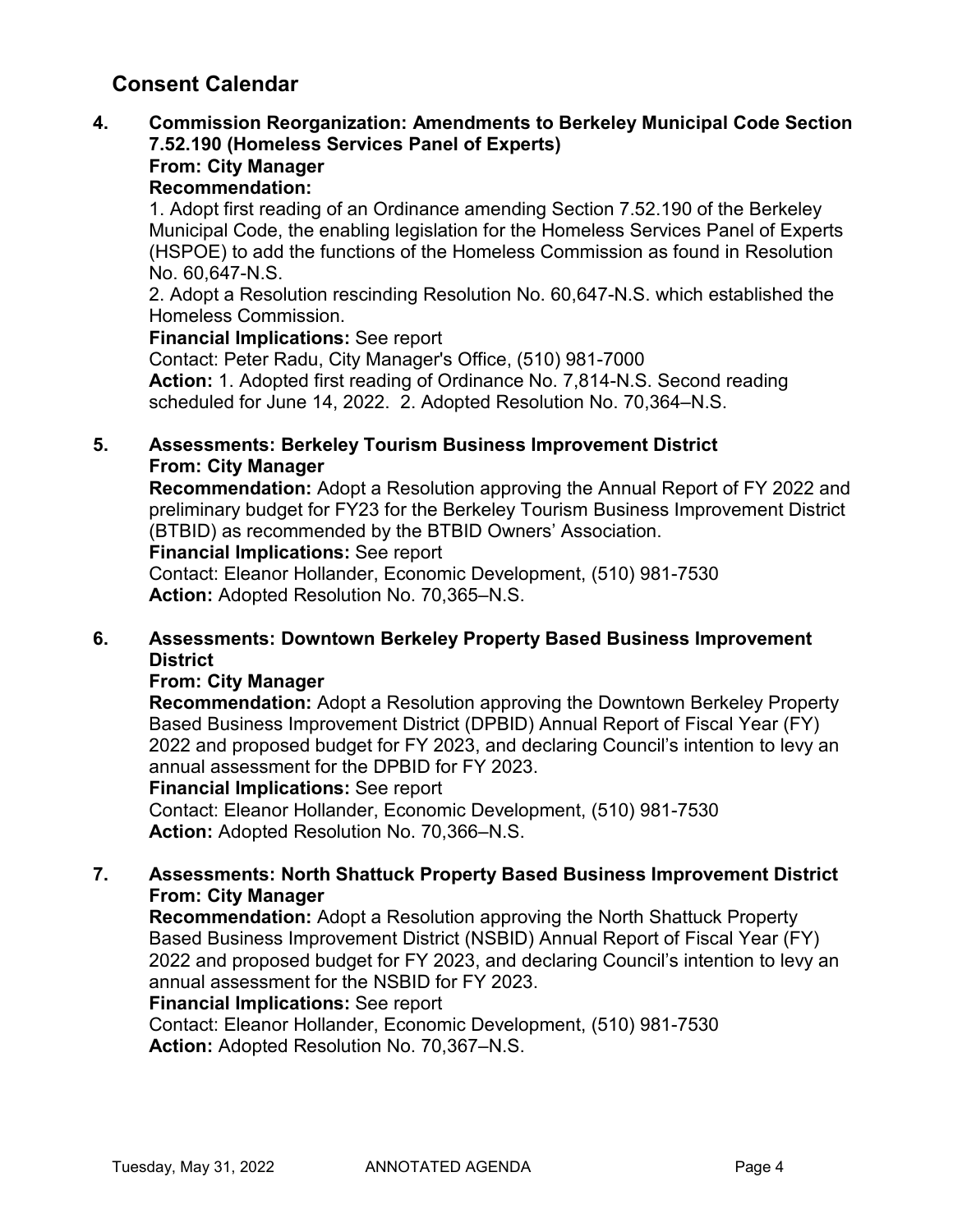## Consent Calendar

**4. Commission Reorganization: Amendments to Berkeley Municipal Code Section 7.52.190 (Homeless Services Panel of Experts)**
**From: City Manager**
**Recommendation:**
1. Adopt first reading of an Ordinance amending Section 7.52.190 of the Berkeley Municipal Code, the enabling legislation for the Homeless Services Panel of Experts (HSPOE) to add the functions of the Homeless Commission as found in Resolution No. 60,647-N.S.
2. Adopt a Resolution rescinding Resolution No. 60,647-N.S. which established the Homeless Commission.

**Financial Implications:** See report
Contact: Peter Radu, City Manager's Office, (510) 981-7000
**Action:** 1. Adopted first reading of Ordinance No. 7,814-N.S. Second reading scheduled for June 14, 2022. 2. Adopted Resolution No. 70,364–N.S.

**5. Assessments: Berkeley Tourism Business Improvement District**
**From: City Manager**
**Recommendation:** Adopt a Resolution approving the Annual Report of FY 2022 and preliminary budget for FY23 for the Berkeley Tourism Business Improvement District (BTBID) as recommended by the BTBID Owners' Association.
**Financial Implications:** See report
Contact: Eleanor Hollander, Economic Development, (510) 981-7530
**Action:** Adopted Resolution No. 70,365–N.S.

**6. Assessments: Downtown Berkeley Property Based Business Improvement District**
**From: City Manager**
**Recommendation:** Adopt a Resolution approving the Downtown Berkeley Property Based Business Improvement District (DPBID) Annual Report of Fiscal Year (FY) 2022 and proposed budget for FY 2023, and declaring Council's intention to levy an annual assessment for the DPBID for FY 2023.
**Financial Implications:** See report
Contact: Eleanor Hollander, Economic Development, (510) 981-7530
**Action:** Adopted Resolution No. 70,366–N.S.

**7. Assessments: North Shattuck Property Based Business Improvement District**
**From: City Manager**
**Recommendation:** Adopt a Resolution approving the North Shattuck Property Based Business Improvement District (NSBID) Annual Report of Fiscal Year (FY) 2022 and proposed budget for FY 2023, and declaring Council's intention to levy an annual assessment for the NSBID for FY 2023.
**Financial Implications:** See report
Contact: Eleanor Hollander, Economic Development, (510) 981-7530
**Action:** Adopted Resolution No. 70,367–N.S.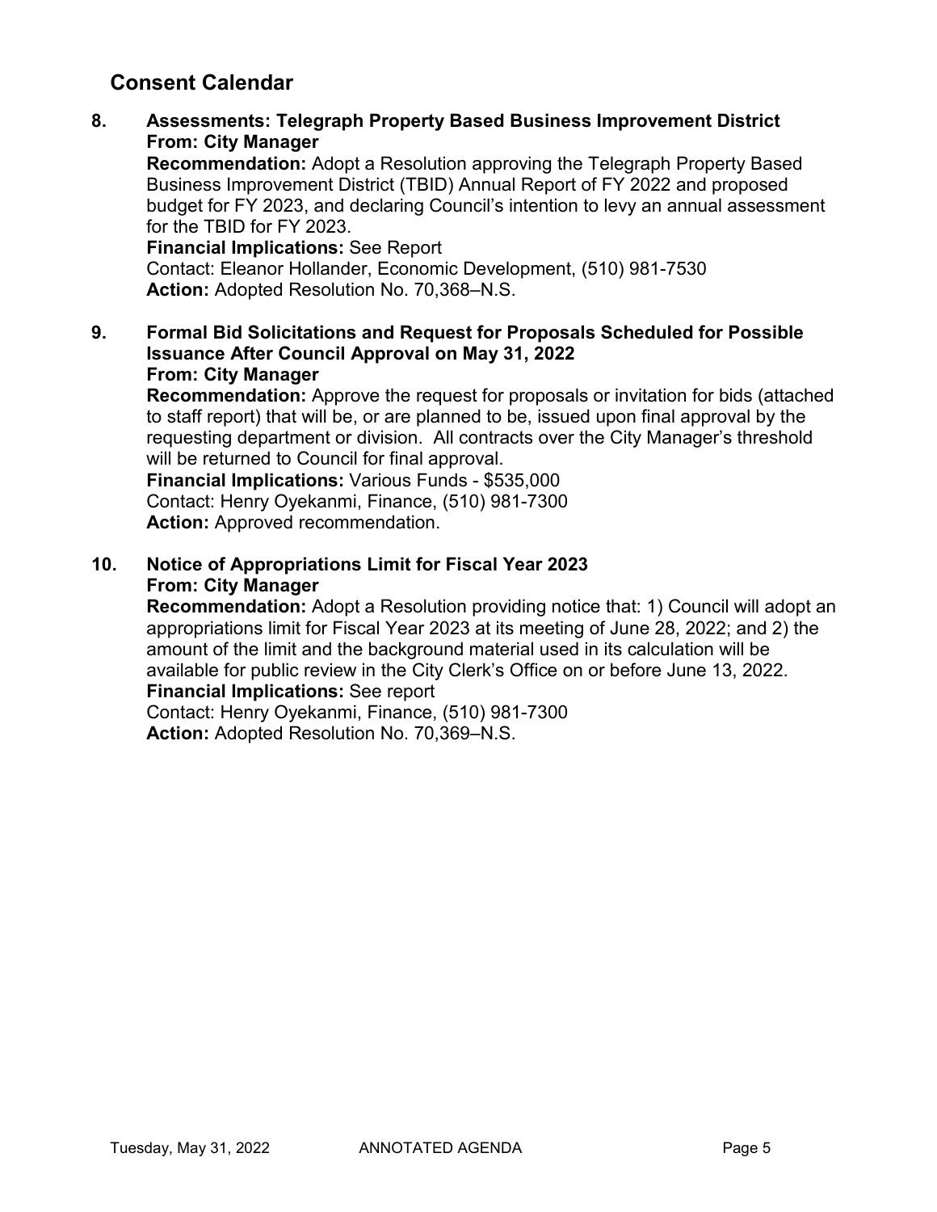## Consent Calendar

**8. Assessments: Telegraph Property Based Business Improvement District**
**From: City Manager**

**Recommendation:** Adopt a Resolution approving the Telegraph Property Based Business Improvement District (TBID) Annual Report of FY 2022 and proposed budget for FY 2023, and declaring Council's intention to levy an annual assessment for the TBID for FY 2023.
**Financial Implications:** See Report
Contact: Eleanor Hollander, Economic Development, (510) 981-7530
**Action:** Adopted Resolution No. 70,368–N.S.

**9. Formal Bid Solicitations and Request for Proposals Scheduled for Possible Issuance After Council Approval on May 31, 2022**
**From: City Manager**

**Recommendation:** Approve the request for proposals or invitation for bids (attached to staff report) that will be, or are planned to be, issued upon final approval by the requesting department or division. All contracts over the City Manager's threshold will be returned to Council for final approval.
**Financial Implications:** Various Funds - $535,000
Contact: Henry Oyekanmi, Finance, (510) 981-7300
**Action:** Approved recommendation.

**10. Notice of Appropriations Limit for Fiscal Year 2023**
**From: City Manager**

**Recommendation:** Adopt a Resolution providing notice that: 1) Council will adopt an appropriations limit for Fiscal Year 2023 at its meeting of June 28, 2022; and 2) the amount of the limit and the background material used in its calculation will be available for public review in the City Clerk's Office on or before June 13, 2022.
**Financial Implications:** See report
Contact: Henry Oyekanmi, Finance, (510) 981-7300
**Action:** Adopted Resolution No. 70,369–N.S.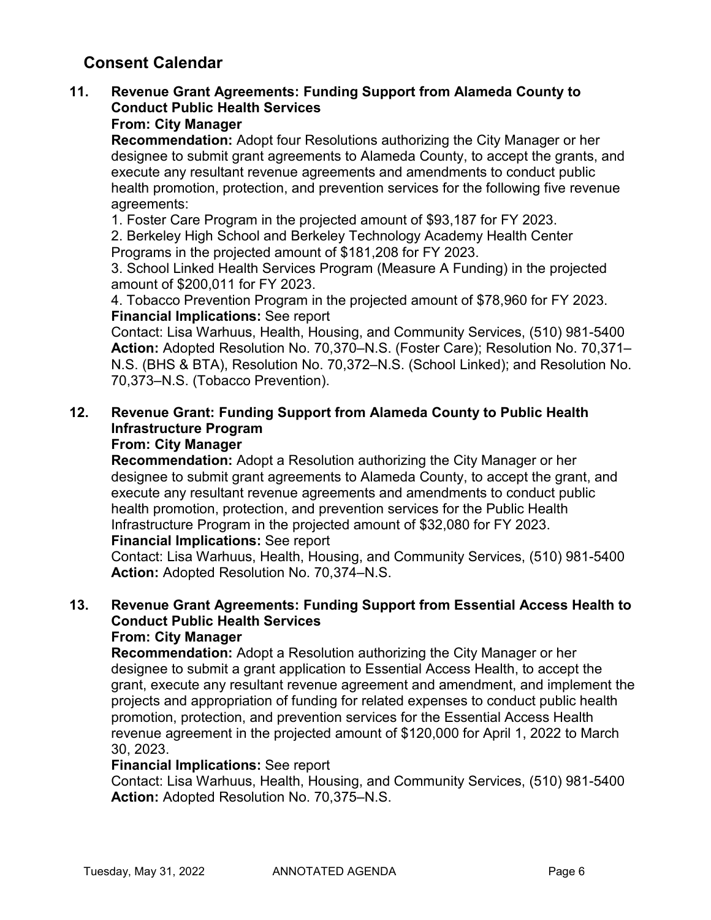## Consent Calendar

**11. Revenue Grant Agreements: Funding Support from Alameda County to Conduct Public Health Services**
**From: City Manager**
**Recommendation:** Adopt four Resolutions authorizing the City Manager or her designee to submit grant agreements to Alameda County, to accept the grants, and execute any resultant revenue agreements and amendments to conduct public health promotion, protection, and prevention services for the following five revenue agreements:
1. Foster Care Program in the projected amount of $93,187 for FY 2023.
2. Berkeley High School and Berkeley Technology Academy Health Center Programs in the projected amount of $181,208 for FY 2023.
3. School Linked Health Services Program (Measure A Funding) in the projected amount of $200,011 for FY 2023.
4. Tobacco Prevention Program in the projected amount of $78,960 for FY 2023.

**Financial Implications:** See report
Contact: Lisa Warhuus, Health, Housing, and Community Services, (510) 981-5400
**Action:** Adopted Resolution No. 70,370–N.S. (Foster Care); Resolution No. 70,371–N.S. (BHS & BTA), Resolution No. 70,372–N.S. (School Linked); and Resolution No. 70,373–N.S. (Tobacco Prevention).

**12. Revenue Grant: Funding Support from Alameda County to Public Health Infrastructure Program**
**From: City Manager**
**Recommendation:** Adopt a Resolution authorizing the City Manager or her designee to submit grant agreements to Alameda County, to accept the grant, and execute any resultant revenue agreements and amendments to conduct public health promotion, protection, and prevention services for the Public Health Infrastructure Program in the projected amount of $32,080 for FY 2023.
**Financial Implications:** See report
Contact: Lisa Warhuus, Health, Housing, and Community Services, (510) 981-5400
**Action:** Adopted Resolution No. 70,374–N.S.

**13. Revenue Grant Agreements: Funding Support from Essential Access Health to Conduct Public Health Services**
**From: City Manager**
**Recommendation:** Adopt a Resolution authorizing the City Manager or her designee to submit a grant application to Essential Access Health, to accept the grant, execute any resultant revenue agreement and amendment, and implement the projects and appropriation of funding for related expenses to conduct public health promotion, protection, and prevention services for the Essential Access Health revenue agreement in the projected amount of $120,000 for April 1, 2022 to March 30, 2023.
**Financial Implications:** See report
Contact: Lisa Warhuus, Health, Housing, and Community Services, (510) 981-5400
**Action:** Adopted Resolution No. 70,375–N.S.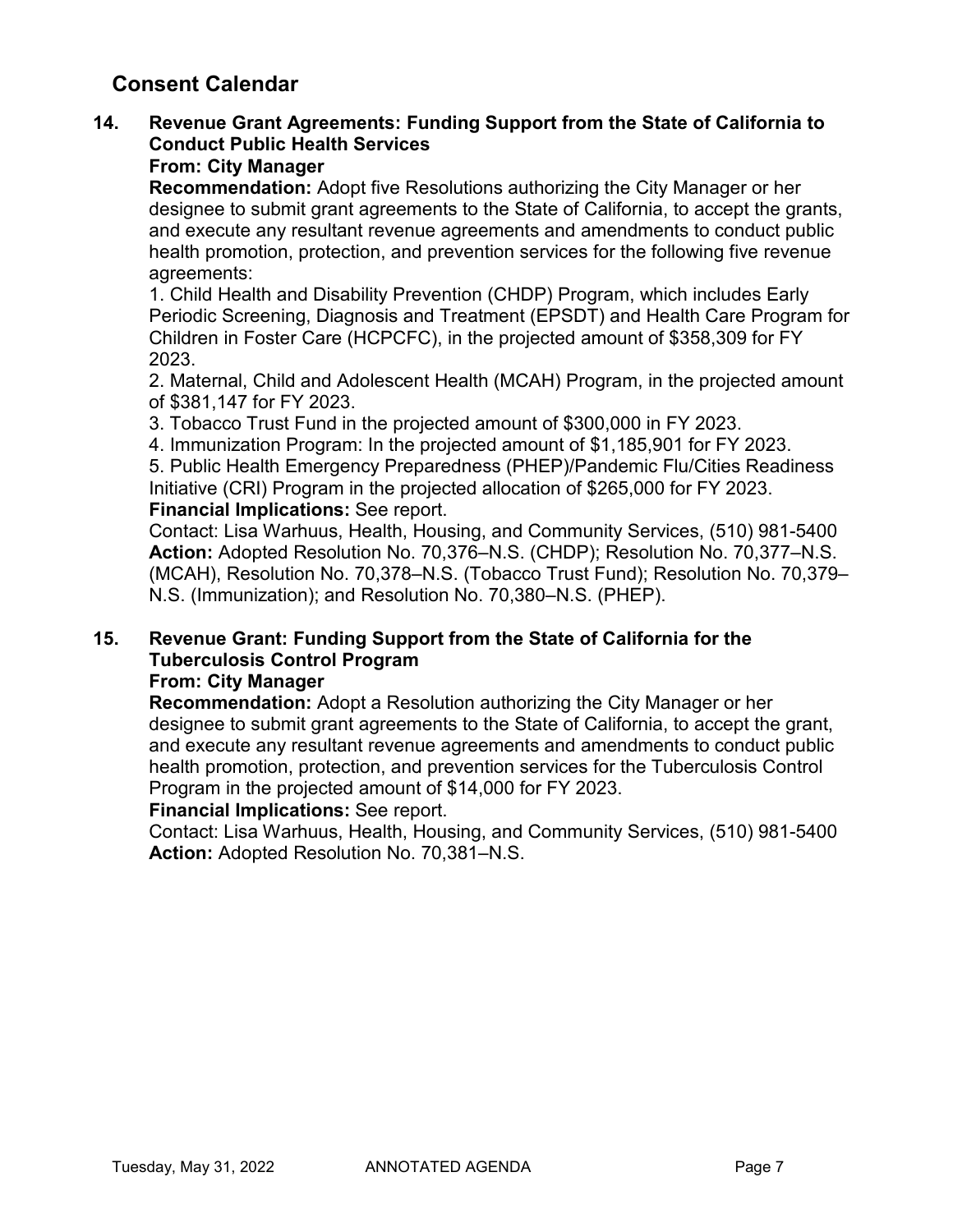## Consent Calendar

### 14. Revenue Grant Agreements: Funding Support from the State of California to Conduct Public Health Services

**From: City Manager**

**Recommendation:** Adopt five Resolutions authorizing the City Manager or her designee to submit grant agreements to the State of California, to accept the grants, and execute any resultant revenue agreements and amendments to conduct public health promotion, protection, and prevention services for the following five revenue agreements:

1. Child Health and Disability Prevention (CHDP) Program, which includes Early Periodic Screening, Diagnosis and Treatment (EPSDT) and Health Care Program for Children in Foster Care (HCPCFC), in the projected amount of $358,309 for FY 2023.
2. Maternal, Child and Adolescent Health (MCAH) Program, in the projected amount of $381,147 for FY 2023.
3. Tobacco Trust Fund in the projected amount of $300,000 in FY 2023.
4. Immunization Program: In the projected amount of $1,185,901 for FY 2023.
5. Public Health Emergency Preparedness (PHEP)/Pandemic Flu/Cities Readiness Initiative (CRI) Program in the projected allocation of $265,000 for FY 2023.

**Financial Implications:** See report.

Contact: Lisa Warhuus, Health, Housing, and Community Services, (510) 981-5400

**Action:** Adopted Resolution No. 70,376–N.S. (CHDP); Resolution No. 70,377–N.S. (MCAH), Resolution No. 70,378–N.S. (Tobacco Trust Fund); Resolution No. 70,379–N.S. (Immunization); and Resolution No. 70,380–N.S. (PHEP).

### 15. Revenue Grant: Funding Support from the State of California for the Tuberculosis Control Program

**From: City Manager**

**Recommendation:** Adopt a Resolution authorizing the City Manager or her designee to submit grant agreements to the State of California, to accept the grant, and execute any resultant revenue agreements and amendments to conduct public health promotion, protection, and prevention services for the Tuberculosis Control Program in the projected amount of $14,000 for FY 2023.

**Financial Implications:** See report.

Contact: Lisa Warhuus, Health, Housing, and Community Services, (510) 981-5400

**Action:** Adopted Resolution No. 70,381–N.S.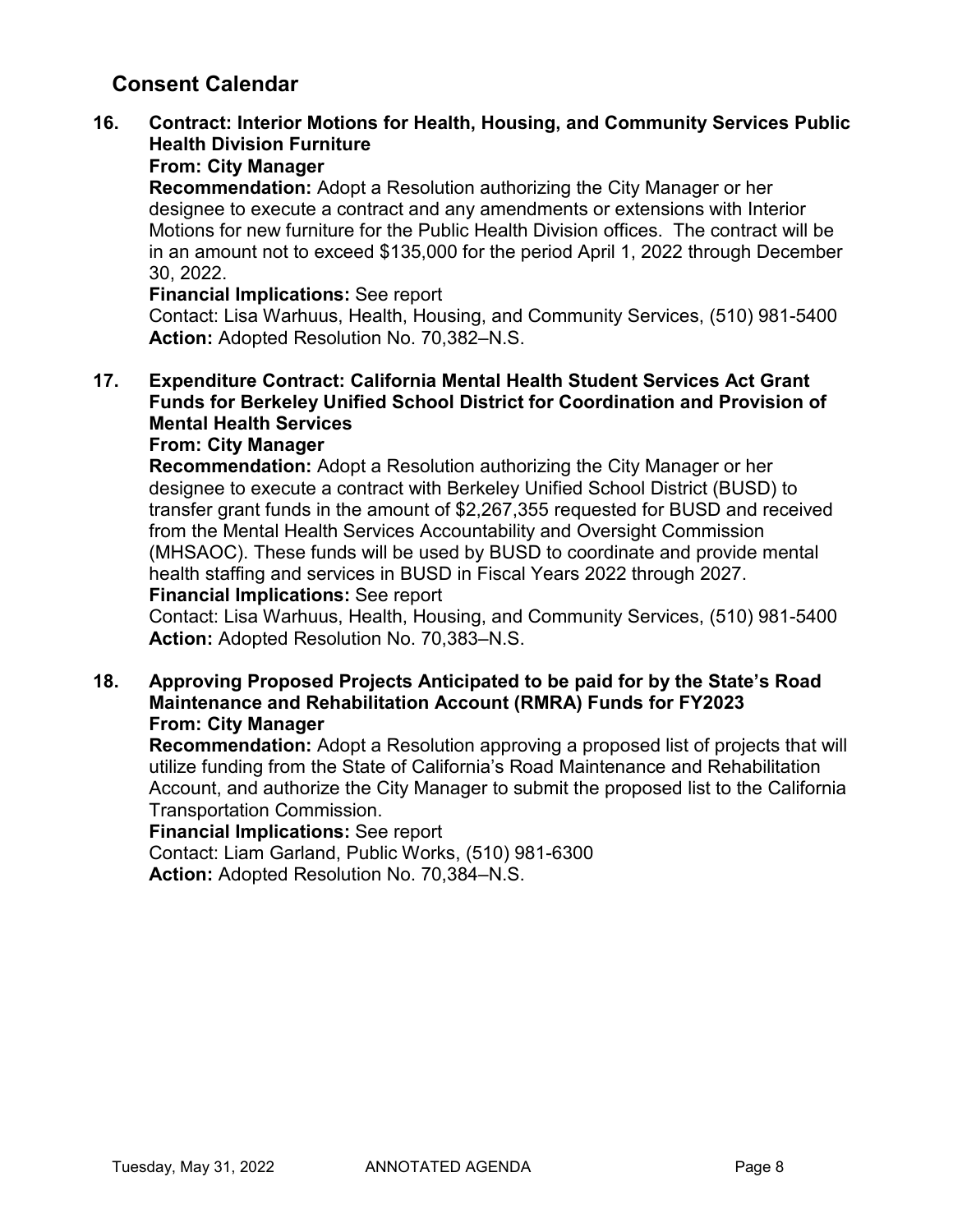## Consent Calendar

**16. Contract: Interior Motions for Health, Housing, and Community Services Public Health Division Furniture**

**From: City Manager**

**Recommendation:** Adopt a Resolution authorizing the City Manager or her designee to execute a contract and any amendments or extensions with Interior Motions for new furniture for the Public Health Division offices. The contract will be in an amount not to exceed $135,000 for the period April 1, 2022 through December 30, 2022.

**Financial Implications:** See report

Contact: Lisa Warhuus, Health, Housing, and Community Services, (510) 981-5400

**Action:** Adopted Resolution No. 70,382–N.S.

**17. Expenditure Contract: California Mental Health Student Services Act Grant Funds for Berkeley Unified School District for Coordination and Provision of Mental Health Services**

**From: City Manager**

**Recommendation:** Adopt a Resolution authorizing the City Manager or her designee to execute a contract with Berkeley Unified School District (BUSD) to transfer grant funds in the amount of $2,267,355 requested for BUSD and received from the Mental Health Services Accountability and Oversight Commission (MHSAOC). These funds will be used by BUSD to coordinate and provide mental health staffing and services in BUSD in Fiscal Years 2022 through 2027.

**Financial Implications:** See report

Contact: Lisa Warhuus, Health, Housing, and Community Services, (510) 981-5400

**Action:** Adopted Resolution No. 70,383–N.S.

**18. Approving Proposed Projects Anticipated to be paid for by the State's Road Maintenance and Rehabilitation Account (RMRA) Funds for FY2023**

**From: City Manager**

**Recommendation:** Adopt a Resolution approving a proposed list of projects that will utilize funding from the State of California's Road Maintenance and Rehabilitation Account, and authorize the City Manager to submit the proposed list to the California Transportation Commission.

**Financial Implications:** See report

Contact: Liam Garland, Public Works, (510) 981-6300

**Action:** Adopted Resolution No. 70,384–N.S.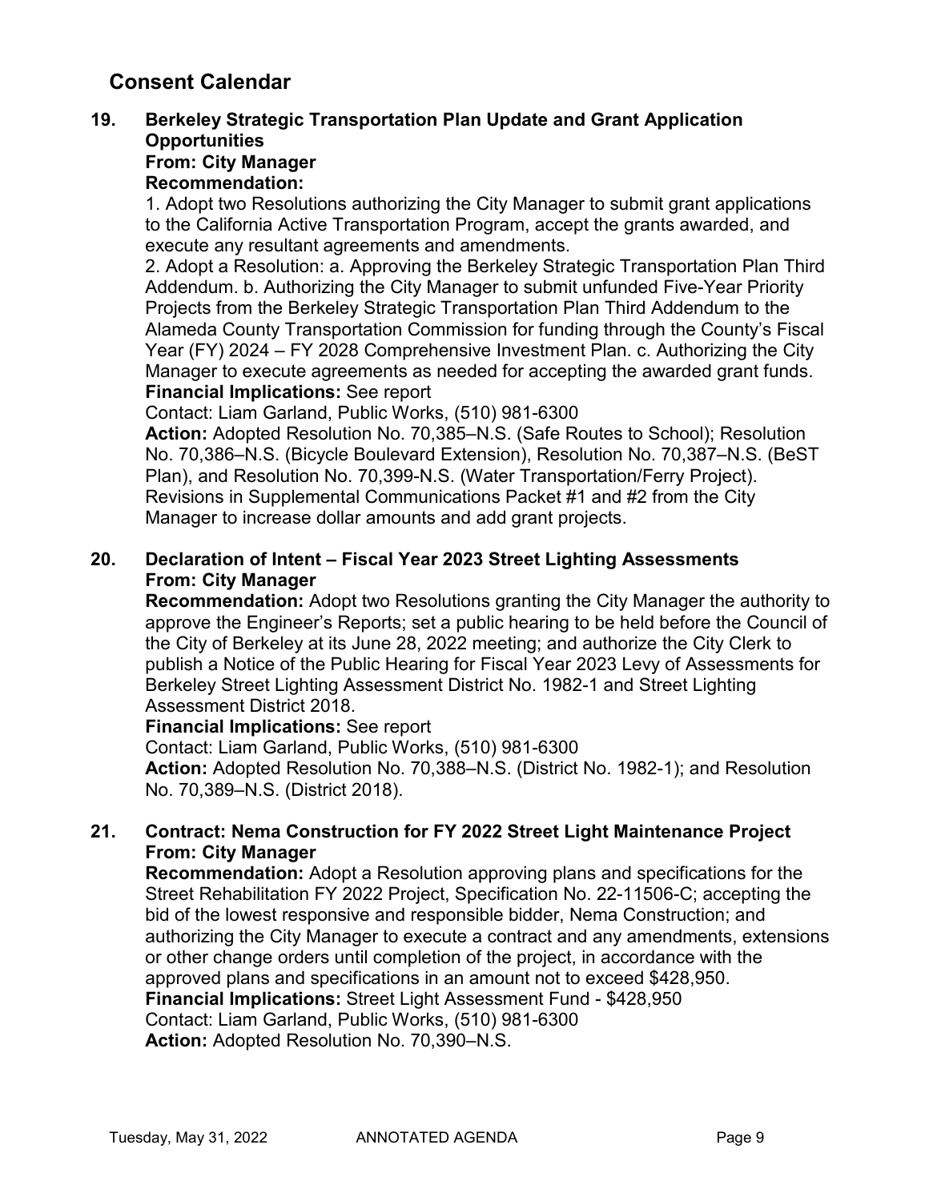## Consent Calendar

**19. Berkeley Strategic Transportation Plan Update and Grant Application Opportunities**
**From: City Manager**
**Recommendation:**
1. Adopt two Resolutions authorizing the City Manager to submit grant applications to the California Active Transportation Program, accept the grants awarded, and execute any resultant agreements and amendments.
2. Adopt a Resolution: a. Approving the Berkeley Strategic Transportation Plan Third Addendum. b. Authorizing the City Manager to submit unfunded Five-Year Priority Projects from the Berkeley Strategic Transportation Plan Third Addendum to the Alameda County Transportation Commission for funding through the County's Fiscal Year (FY) 2024 – FY 2028 Comprehensive Investment Plan. c. Authorizing the City Manager to execute agreements as needed for accepting the awarded grant funds.
**Financial Implications:** See report
Contact: Liam Garland, Public Works, (510) 981-6300
**Action:** Adopted Resolution No. 70,385–N.S. (Safe Routes to School); Resolution No. 70,386–N.S. (Bicycle Boulevard Extension), Resolution No. 70,387–N.S. (BeST Plan), and Resolution No. 70,399-N.S. (Water Transportation/Ferry Project). Revisions in Supplemental Communications Packet #1 and #2 from the City Manager to increase dollar amounts and add grant projects.

**20. Declaration of Intent – Fiscal Year 2023 Street Lighting Assessments**
**From: City Manager**
**Recommendation:** Adopt two Resolutions granting the City Manager the authority to approve the Engineer's Reports; set a public hearing to be held before the Council of the City of Berkeley at its June 28, 2022 meeting; and authorize the City Clerk to publish a Notice of the Public Hearing for Fiscal Year 2023 Levy of Assessments for Berkeley Street Lighting Assessment District No. 1982-1 and Street Lighting Assessment District 2018.
**Financial Implications:** See report
Contact: Liam Garland, Public Works, (510) 981-6300
**Action:** Adopted Resolution No. 70,388–N.S. (District No. 1982-1); and Resolution No. 70,389–N.S. (District 2018).

**21. Contract: Nema Construction for FY 2022 Street Light Maintenance Project**
**From: City Manager**
**Recommendation:** Adopt a Resolution approving plans and specifications for the Street Rehabilitation FY 2022 Project, Specification No. 22-11506-C; accepting the bid of the lowest responsive and responsible bidder, Nema Construction; and authorizing the City Manager to execute a contract and any amendments, extensions or other change orders until completion of the project, in accordance with the approved plans and specifications in an amount not to exceed $428,950.
**Financial Implications:** Street Light Assessment Fund - $428,950
Contact: Liam Garland, Public Works, (510) 981-6300
**Action:** Adopted Resolution No. 70,390–N.S.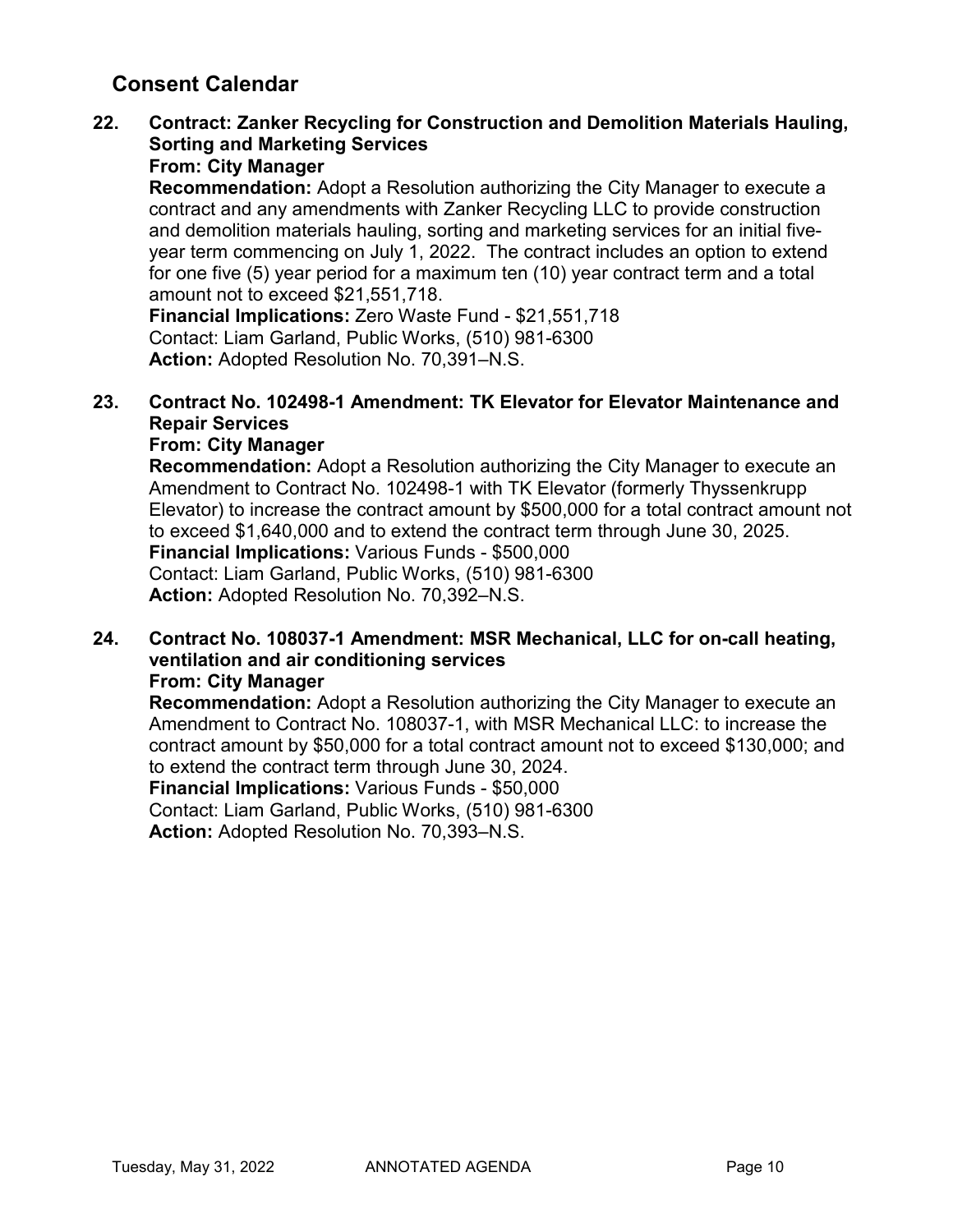## Consent Calendar

**22. Contract: Zanker Recycling for Construction and Demolition Materials Hauling, Sorting and Marketing Services**

**From: City Manager**

**Recommendation:** Adopt a Resolution authorizing the City Manager to execute a contract and any amendments with Zanker Recycling LLC to provide construction and demolition materials hauling, sorting and marketing services for an initial five-year term commencing on July 1, 2022. The contract includes an option to extend for one five (5) year period for a maximum ten (10) year contract term and a total amount not to exceed $21,551,718.

**Financial Implications:** Zero Waste Fund - $21,551,718

Contact: Liam Garland, Public Works, (510) 981-6300

**Action:** Adopted Resolution No. 70,391–N.S.

**23. Contract No. 102498-1 Amendment: TK Elevator for Elevator Maintenance and Repair Services**

**From: City Manager**

**Recommendation:** Adopt a Resolution authorizing the City Manager to execute an Amendment to Contract No. 102498-1 with TK Elevator (formerly Thyssenkrupp Elevator) to increase the contract amount by $500,000 for a total contract amount not to exceed $1,640,000 and to extend the contract term through June 30, 2025.

**Financial Implications:** Various Funds - $500,000

Contact: Liam Garland, Public Works, (510) 981-6300

**Action:** Adopted Resolution No. 70,392–N.S.

**24. Contract No. 108037-1 Amendment: MSR Mechanical, LLC for on-call heating, ventilation and air conditioning services**

**From: City Manager**

**Recommendation:** Adopt a Resolution authorizing the City Manager to execute an Amendment to Contract No. 108037-1, with MSR Mechanical LLC: to increase the contract amount by $50,000 for a total contract amount not to exceed $130,000; and to extend the contract term through June 30, 2024.

**Financial Implications:** Various Funds - $50,000

Contact: Liam Garland, Public Works, (510) 981-6300

**Action:** Adopted Resolution No. 70,393–N.S.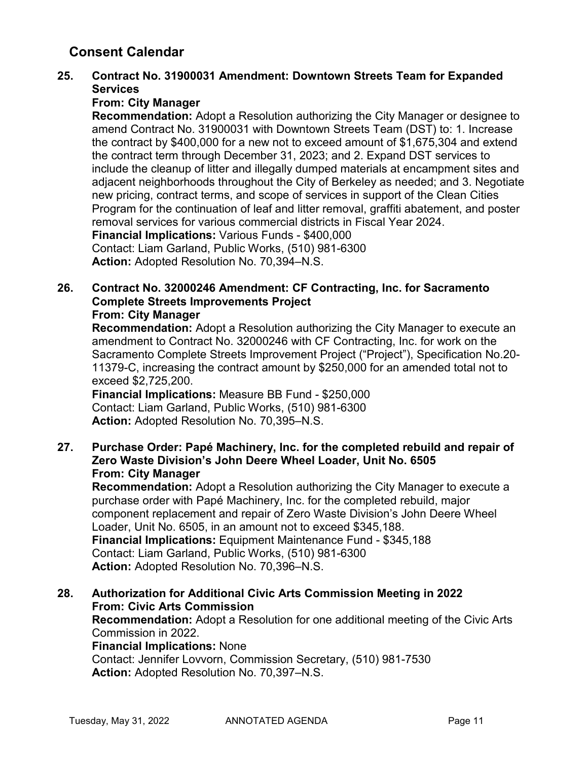## Consent Calendar

**25. Contract No. 31900031 Amendment: Downtown Streets Team for Expanded Services**

**From: City Manager**

**Recommendation:** Adopt a Resolution authorizing the City Manager or designee to amend Contract No. 31900031 with Downtown Streets Team (DST) to: 1. Increase the contract by $400,000 for a new not to exceed amount of $1,675,304 and extend the contract term through December 31, 2023; and 2. Expand DST services to include the cleanup of litter and illegally dumped materials at encampment sites and adjacent neighborhoods throughout the City of Berkeley as needed; and 3. Negotiate new pricing, contract terms, and scope of services in support of the Clean Cities Program for the continuation of leaf and litter removal, graffiti abatement, and poster removal services for various commercial districts in Fiscal Year 2024.

**Financial Implications:** Various Funds - $400,000

Contact: Liam Garland, Public Works, (510) 981-6300

**Action:** Adopted Resolution No. 70,394–N.S.

**26. Contract No. 32000246 Amendment: CF Contracting, Inc. for Sacramento Complete Streets Improvements Project**

**From: City Manager**

**Recommendation:** Adopt a Resolution authorizing the City Manager to execute an amendment to Contract No. 32000246 with CF Contracting, Inc. for work on the Sacramento Complete Streets Improvement Project ("Project"), Specification No.20-11379-C, increasing the contract amount by $250,000 for an amended total not to exceed $2,725,200.

**Financial Implications:** Measure BB Fund - $250,000

Contact: Liam Garland, Public Works, (510) 981-6300

**Action:** Adopted Resolution No. 70,395–N.S.

**27. Purchase Order: Papé Machinery, Inc. for the completed rebuild and repair of Zero Waste Division's John Deere Wheel Loader, Unit No. 6505**

**From: City Manager**

**Recommendation:** Adopt a Resolution authorizing the City Manager to execute a purchase order with Papé Machinery, Inc. for the completed rebuild, major component replacement and repair of Zero Waste Division's John Deere Wheel Loader, Unit No. 6505, in an amount not to exceed $345,188.

**Financial Implications:** Equipment Maintenance Fund - $345,188

Contact: Liam Garland, Public Works, (510) 981-6300

**Action:** Adopted Resolution No. 70,396–N.S.

**28. Authorization for Additional Civic Arts Commission Meeting in 2022**

**From: Civic Arts Commission**

**Recommendation:** Adopt a Resolution for one additional meeting of the Civic Arts Commission in 2022.

**Financial Implications:** None

Contact: Jennifer Lovvorn, Commission Secretary, (510) 981-7530

**Action:** Adopted Resolution No. 70,397–N.S.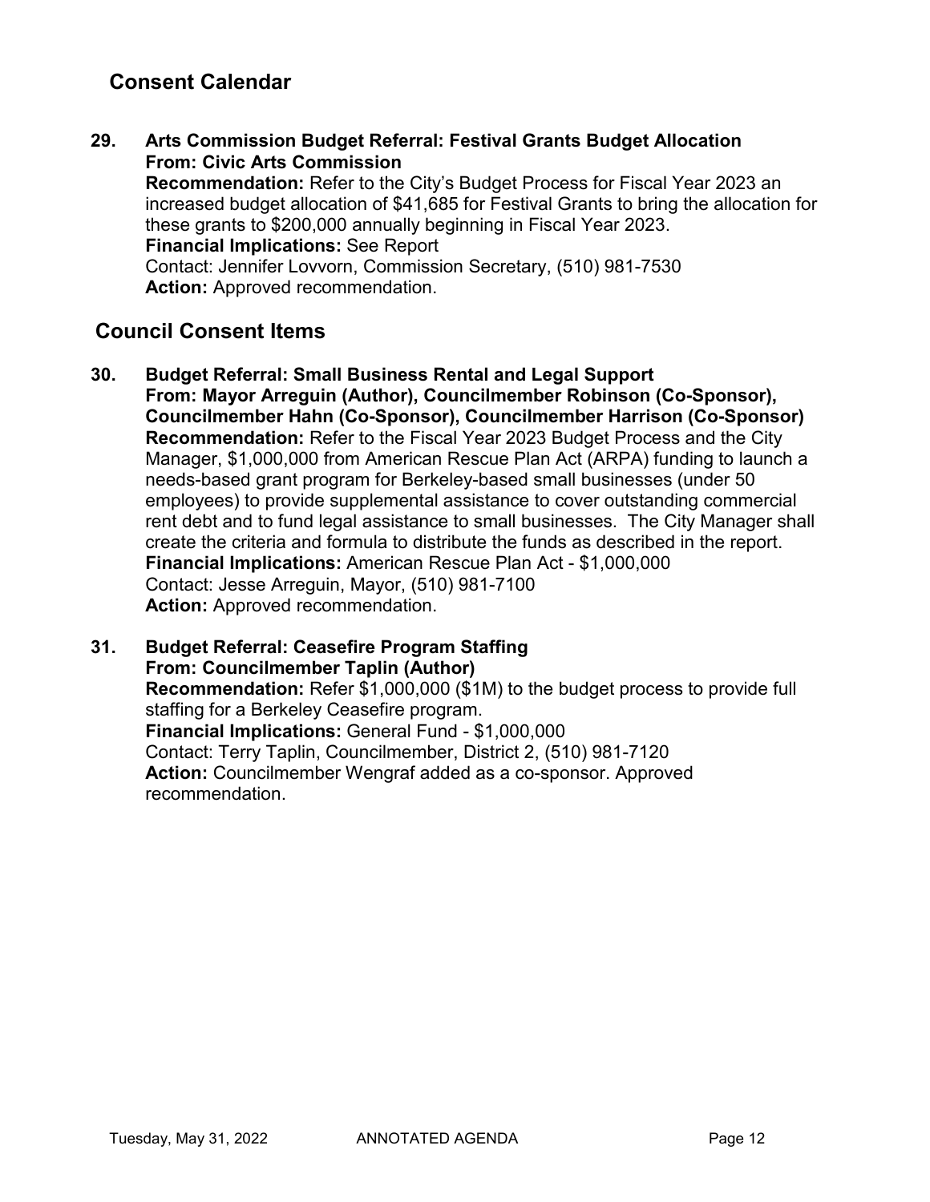## Consent Calendar

**29. Arts Commission Budget Referral: Festival Grants Budget Allocation**
**From: Civic Arts Commission**
**Recommendation:** Refer to the City's Budget Process for Fiscal Year 2023 an increased budget allocation of $41,685 for Festival Grants to bring the allocation for these grants to $200,000 annually beginning in Fiscal Year 2023.
**Financial Implications:** See Report
Contact: Jennifer Lovvorn, Commission Secretary, (510) 981-7530
**Action:** Approved recommendation.

## Council Consent Items

**30. Budget Referral: Small Business Rental and Legal Support**
**From: Mayor Arreguin (Author), Councilmember Robinson (Co-Sponsor), Councilmember Hahn (Co-Sponsor), Councilmember Harrison (Co-Sponsor)**
**Recommendation:** Refer to the Fiscal Year 2023 Budget Process and the City Manager, $1,000,000 from American Rescue Plan Act (ARPA) funding to launch a needs-based grant program for Berkeley-based small businesses (under 50 employees) to provide supplemental assistance to cover outstanding commercial rent debt and to fund legal assistance to small businesses. The City Manager shall create the criteria and formula to distribute the funds as described in the report.
**Financial Implications:** American Rescue Plan Act - $1,000,000
Contact: Jesse Arreguin, Mayor, (510) 981-7100
**Action:** Approved recommendation.

**31. Budget Referral: Ceasefire Program Staffing**
**From: Councilmember Taplin (Author)**
**Recommendation:** Refer $1,000,000 ($1M) to the budget process to provide full staffing for a Berkeley Ceasefire program.
**Financial Implications:** General Fund - $1,000,000
Contact: Terry Taplin, Councilmember, District 2, (510) 981-7120
**Action:** Councilmember Wengraf added as a co-sponsor. Approved recommendation.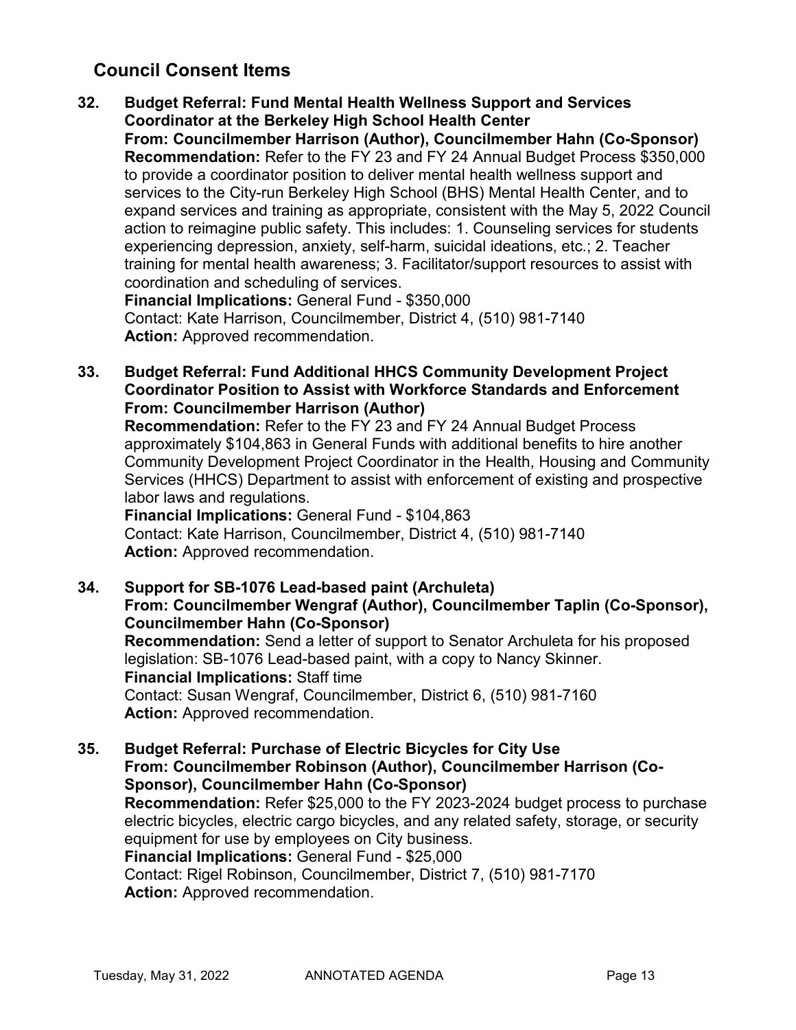## Council Consent Items

**32. Budget Referral: Fund Mental Health Wellness Support and Services Coordinator at the Berkeley High School Health Center**
**From: Councilmember Harrison (Author), Councilmember Hahn (Co-Sponsor)**
**Recommendation:** Refer to the FY 23 and FY 24 Annual Budget Process $350,000 to provide a coordinator position to deliver mental health wellness support and services to the City-run Berkeley High School (BHS) Mental Health Center, and to expand services and training as appropriate, consistent with the May 5, 2022 Council action to reimagine public safety. This includes: 1. Counseling services for students experiencing depression, anxiety, self-harm, suicidal ideations, etc.; 2. Teacher training for mental health awareness; 3. Facilitator/support resources to assist with coordination and scheduling of services.
**Financial Implications:** General Fund - $350,000
Contact: Kate Harrison, Councilmember, District 4, (510) 981-7140
**Action:** Approved recommendation.

**33. Budget Referral: Fund Additional HHCS Community Development Project Coordinator Position to Assist with Workforce Standards and Enforcement**
**From: Councilmember Harrison (Author)**
**Recommendation:** Refer to the FY 23 and FY 24 Annual Budget Process approximately $104,863 in General Funds with additional benefits to hire another Community Development Project Coordinator in the Health, Housing and Community Services (HHCS) Department to assist with enforcement of existing and prospective labor laws and regulations.
**Financial Implications:** General Fund - $104,863
Contact: Kate Harrison, Councilmember, District 4, (510) 981-7140
**Action:** Approved recommendation.

**34. Support for SB-1076 Lead-based paint (Archuleta)**
**From: Councilmember Wengraf (Author), Councilmember Taplin (Co-Sponsor), Councilmember Hahn (Co-Sponsor)**
**Recommendation:** Send a letter of support to Senator Archuleta for his proposed legislation: SB-1076 Lead-based paint, with a copy to Nancy Skinner.
**Financial Implications:** Staff time
Contact: Susan Wengraf, Councilmember, District 6, (510) 981-7160
**Action:** Approved recommendation.

**35. Budget Referral: Purchase of Electric Bicycles for City Use**
**From: Councilmember Robinson (Author), Councilmember Harrison (Co-Sponsor), Councilmember Hahn (Co-Sponsor)**
**Recommendation:** Refer $25,000 to the FY 2023-2024 budget process to purchase electric bicycles, electric cargo bicycles, and any related safety, storage, or security equipment for use by employees on City business.
**Financial Implications:** General Fund - $25,000
Contact: Rigel Robinson, Councilmember, District 7, (510) 981-7170
**Action:** Approved recommendation.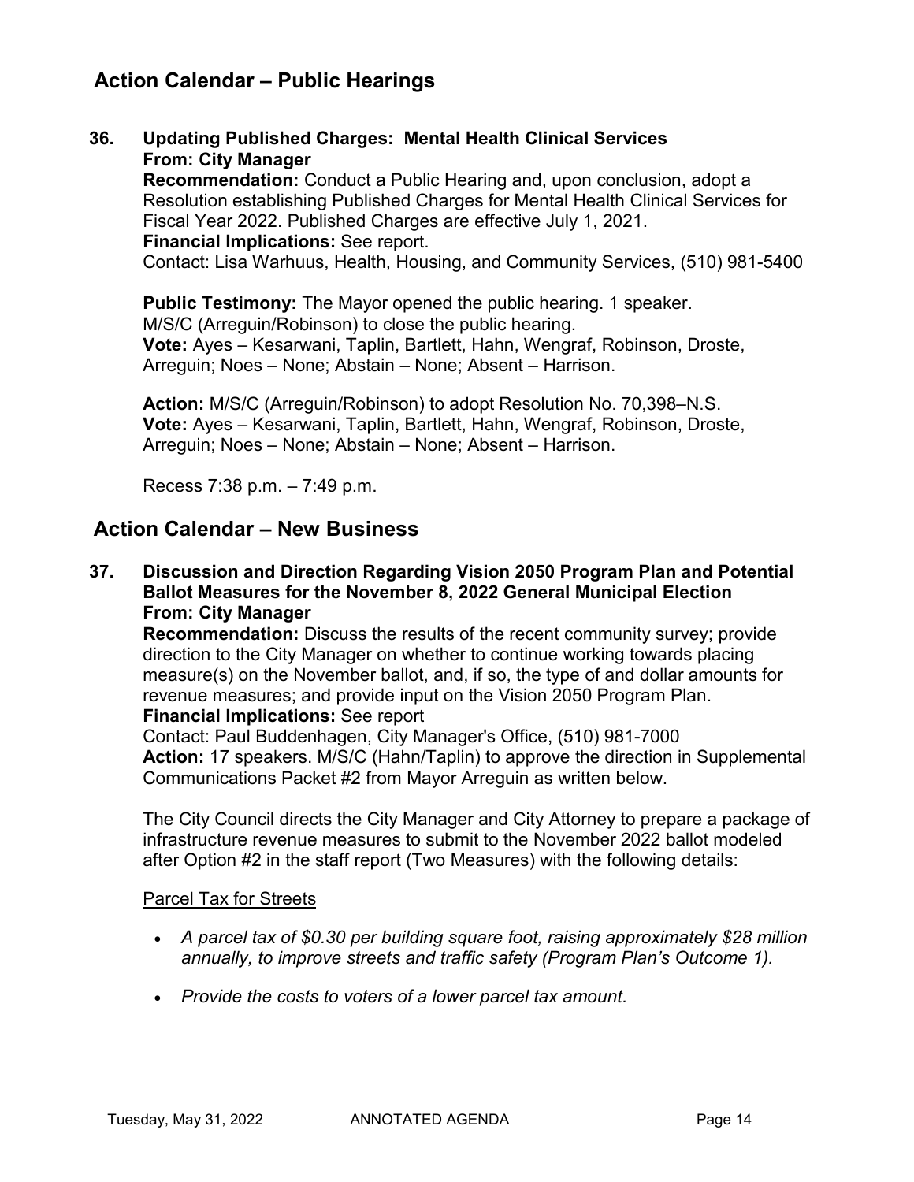## Action Calendar – Public Hearings

**36. Updating Published Charges: Mental Health Clinical Services**
**From: City Manager**
**Recommendation:** Conduct a Public Hearing and, upon conclusion, adopt a Resolution establishing Published Charges for Mental Health Clinical Services for Fiscal Year 2022. Published Charges are effective July 1, 2021.
**Financial Implications:** See report.
Contact: Lisa Warhuus, Health, Housing, and Community Services, (510) 981-5400

**Public Testimony:** The Mayor opened the public hearing. 1 speaker.
M/S/C (Arreguin/Robinson) to close the public hearing.
**Vote:** Ayes – Kesarwani, Taplin, Bartlett, Hahn, Wengraf, Robinson, Droste, Arreguin; Noes – None; Abstain – None; Absent – Harrison.

**Action:** M/S/C (Arreguin/Robinson) to adopt Resolution No. 70,398–N.S.
**Vote:** Ayes – Kesarwani, Taplin, Bartlett, Hahn, Wengraf, Robinson, Droste, Arreguin; Noes – None; Abstain – None; Absent – Harrison.

Recess 7:38 p.m. – 7:49 p.m.

## Action Calendar – New Business

**37. Discussion and Direction Regarding Vision 2050 Program Plan and Potential Ballot Measures for the November 8, 2022 General Municipal Election**
**From: City Manager**
**Recommendation:** Discuss the results of the recent community survey; provide direction to the City Manager on whether to continue working towards placing measure(s) on the November ballot, and, if so, the type of and dollar amounts for revenue measures; and provide input on the Vision 2050 Program Plan.
**Financial Implications:** See report
Contact: Paul Buddenhagen, City Manager's Office, (510) 981-7000
**Action:** 17 speakers. M/S/C (Hahn/Taplin) to approve the direction in Supplemental Communications Packet #2 from Mayor Arreguin as written below.

The City Council directs the City Manager and City Attorney to prepare a package of infrastructure revenue measures to submit to the November 2022 ballot modeled after Option #2 in the staff report (Two Measures) with the following details:

Parcel Tax for Streets

- *A parcel tax of $0.30 per building square foot, raising approximately $28 million annually, to improve streets and traffic safety (Program Plan's Outcome 1).*
- *Provide the costs to voters of a lower parcel tax amount.*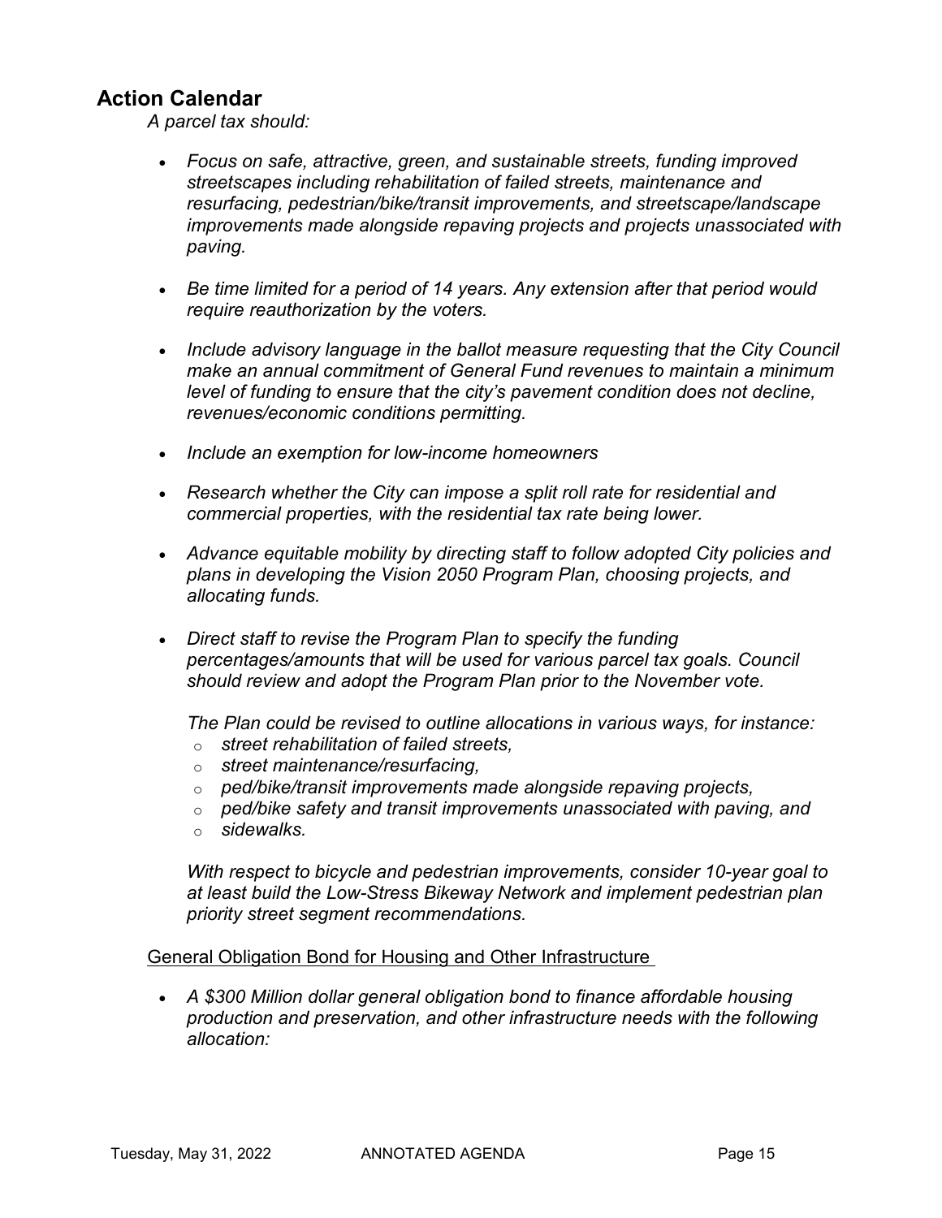## Action Calendar

*A parcel tax should:*

- *Focus on safe, attractive, green, and sustainable streets, funding improved streetscapes including rehabilitation of failed streets, maintenance and resurfacing, pedestrian/bike/transit improvements, and streetscape/landscape improvements made alongside repaving projects and projects unassociated with paving.*

- *Be time limited for a period of 14 years. Any extension after that period would require reauthorization by the voters.*

- *Include advisory language in the ballot measure requesting that the City Council make an annual commitment of General Fund revenues to maintain a minimum level of funding to ensure that the city's pavement condition does not decline, revenues/economic conditions permitting.*

- *Include an exemption for low-income homeowners*

- *Research whether the City can impose a split roll rate for residential and commercial properties, with the residential tax rate being lower.*

- *Advance equitable mobility by directing staff to follow adopted City policies and plans in developing the Vision 2050 Program Plan, choosing projects, and allocating funds.*

- *Direct staff to revise the Program Plan to specify the funding percentages/amounts that will be used for various parcel tax goals. Council should review and adopt the Program Plan prior to the November vote.*

  *The Plan could be revised to outline allocations in various ways, for instance:*
  - *street rehabilitation of failed streets,*
  - *street maintenance/resurfacing,*
  - *ped/bike/transit improvements made alongside repaving projects,*
  - *ped/bike safety and transit improvements unassociated with paving, and*
  - *sidewalks.*

  *With respect to bicycle and pedestrian improvements, consider 10-year goal to at least build the Low-Stress Bikeway Network and implement pedestrian plan priority street segment recommendations.*

General Obligation Bond for Housing and Other Infrastructure

- *A $300 Million dollar general obligation bond to finance affordable housing production and preservation, and other infrastructure needs with the following allocation:*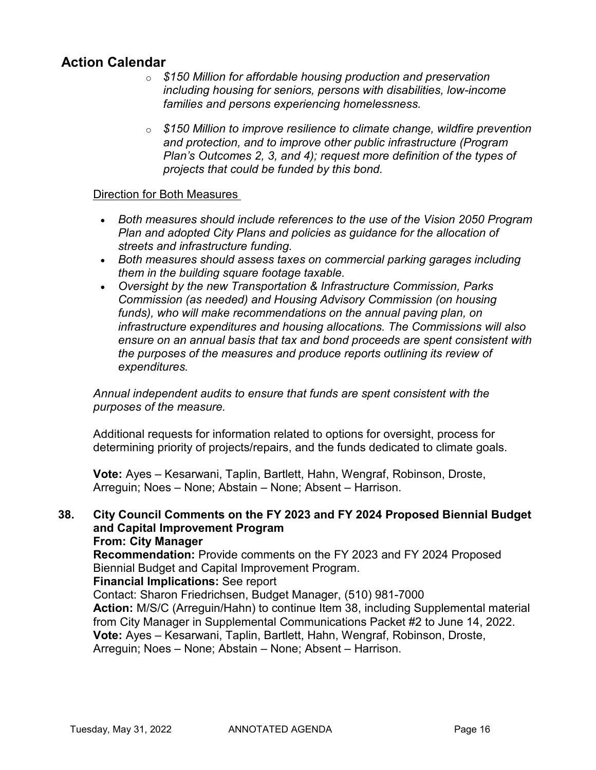## Action Calendar

  - *$150 Million for affordable housing production and preservation including housing for seniors, persons with disabilities, low-income families and persons experiencing homelessness.*

  - *$150 Million to improve resilience to climate change, wildfire prevention and protection, and to improve other public infrastructure (Program Plan's Outcomes 2, 3, and 4); request more definition of the types of projects that could be funded by this bond.*

Direction for Both Measures

- *Both measures should include references to the use of the Vision 2050 Program Plan and adopted City Plans and policies as guidance for the allocation of streets and infrastructure funding.*
- *Both measures should assess taxes on commercial parking garages including them in the building square footage taxable.*
- *Oversight by the new Transportation & Infrastructure Commission, Parks Commission (as needed) and Housing Advisory Commission (on housing funds), who will make recommendations on the annual paving plan, on infrastructure expenditures and housing allocations. The Commissions will also ensure on an annual basis that tax and bond proceeds are spent consistent with the purposes of the measures and produce reports outlining its review of expenditures.*

*Annual independent audits to ensure that funds are spent consistent with the purposes of the measure.*

Additional requests for information related to options for oversight, process for determining priority of projects/repairs, and the funds dedicated to climate goals.

**Vote:** Ayes – Kesarwani, Taplin, Bartlett, Hahn, Wengraf, Robinson, Droste, Arreguin; Noes – None; Abstain – None; Absent – Harrison.

**38. City Council Comments on the FY 2023 and FY 2024 Proposed Biennial Budget and Capital Improvement Program**
**From: City Manager**
**Recommendation:** Provide comments on the FY 2023 and FY 2024 Proposed Biennial Budget and Capital Improvement Program.
**Financial Implications:** See report
Contact: Sharon Friedrichsen, Budget Manager, (510) 981-7000
**Action:** M/S/C (Arreguin/Hahn) to continue Item 38, including Supplemental material from City Manager in Supplemental Communications Packet #2 to June 14, 2022.
**Vote:** Ayes – Kesarwani, Taplin, Bartlett, Hahn, Wengraf, Robinson, Droste, Arreguin; Noes – None; Abstain – None; Absent – Harrison.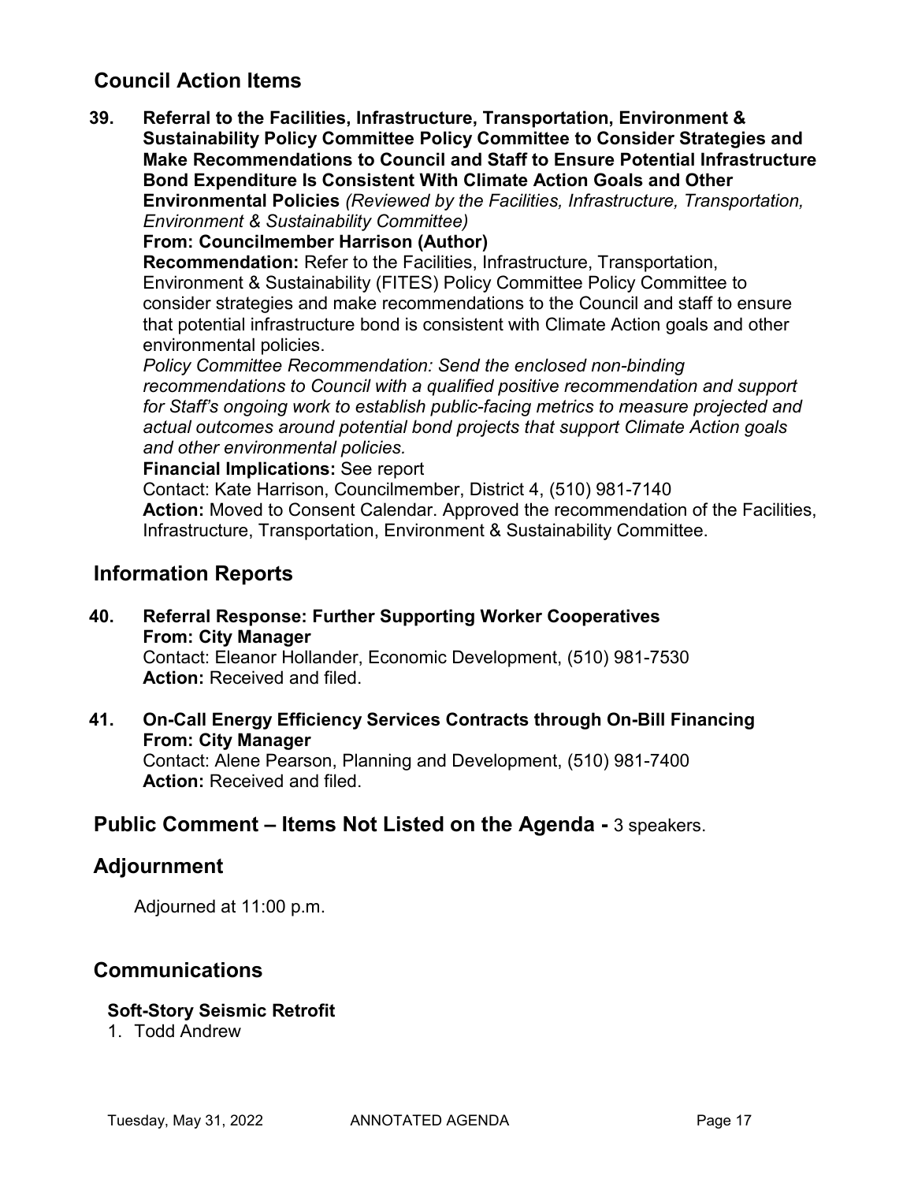## Council Action Items

**39. Referral to the Facilities, Infrastructure, Transportation, Environment & Sustainability Policy Committee Policy Committee to Consider Strategies and Make Recommendations to Council and Staff to Ensure Potential Infrastructure Bond Expenditure Is Consistent With Climate Action Goals and Other Environmental Policies** *(Reviewed by the Facilities, Infrastructure, Transportation, Environment & Sustainability Committee)*
**From: Councilmember Harrison (Author)**
**Recommendation:** Refer to the Facilities, Infrastructure, Transportation, Environment & Sustainability (FITES) Policy Committee Policy Committee to consider strategies and make recommendations to the Council and staff to ensure that potential infrastructure bond is consistent with Climate Action goals and other environmental policies.
*Policy Committee Recommendation: Send the enclosed non-binding recommendations to Council with a qualified positive recommendation and support for Staff's ongoing work to establish public-facing metrics to measure projected and actual outcomes around potential bond projects that support Climate Action goals and other environmental policies.*
**Financial Implications:** See report
Contact: Kate Harrison, Councilmember, District 4, (510) 981-7140
**Action:** Moved to Consent Calendar. Approved the recommendation of the Facilities, Infrastructure, Transportation, Environment & Sustainability Committee.

## Information Reports

**40. Referral Response: Further Supporting Worker Cooperatives**
**From: City Manager**
Contact: Eleanor Hollander, Economic Development, (510) 981-7530
**Action:** Received and filed.

**41. On-Call Energy Efficiency Services Contracts through On-Bill Financing**
**From: City Manager**
Contact: Alene Pearson, Planning and Development, (510) 981-7400
**Action:** Received and filed.

## Public Comment – Items Not Listed on the Agenda - 3 speakers.

## Adjournment

Adjourned at 11:00 p.m.

## Communications

**Soft-Story Seismic Retrofit**

1. Todd Andrew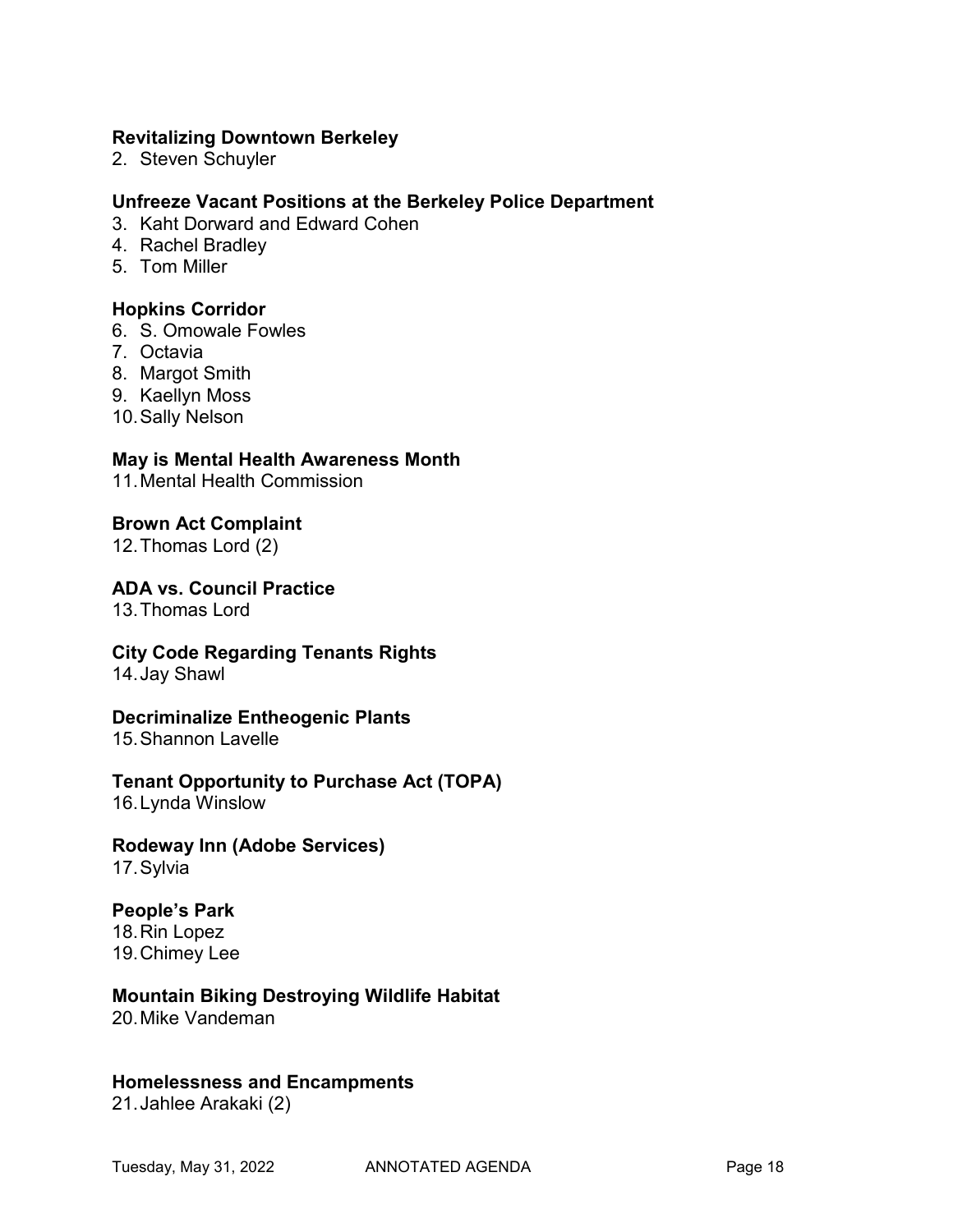**Revitalizing Downtown Berkeley**

2. Steven Schuyler

**Unfreeze Vacant Positions at the Berkeley Police Department**

3. Kaht Dorward and Edward Cohen
4. Rachel Bradley
5. Tom Miller

**Hopkins Corridor**

6. S. Omowale Fowles
7. Octavia
8. Margot Smith
9. Kaellyn Moss
10. Sally Nelson

**May is Mental Health Awareness Month**

11. Mental Health Commission

**Brown Act Complaint**

12. Thomas Lord (2)

**ADA vs. Council Practice**

13. Thomas Lord

**City Code Regarding Tenants Rights**

14. Jay Shawl

**Decriminalize Entheogenic Plants**

15. Shannon Lavelle

**Tenant Opportunity to Purchase Act (TOPA)**

16. Lynda Winslow

**Rodeway Inn (Adobe Services)**

17. Sylvia

**People's Park**

18. Rin Lopez
19. Chimey Lee

**Mountain Biking Destroying Wildlife Habitat**

20. Mike Vandeman

**Homelessness and Encampments**

21. Jahlee Arakaki (2)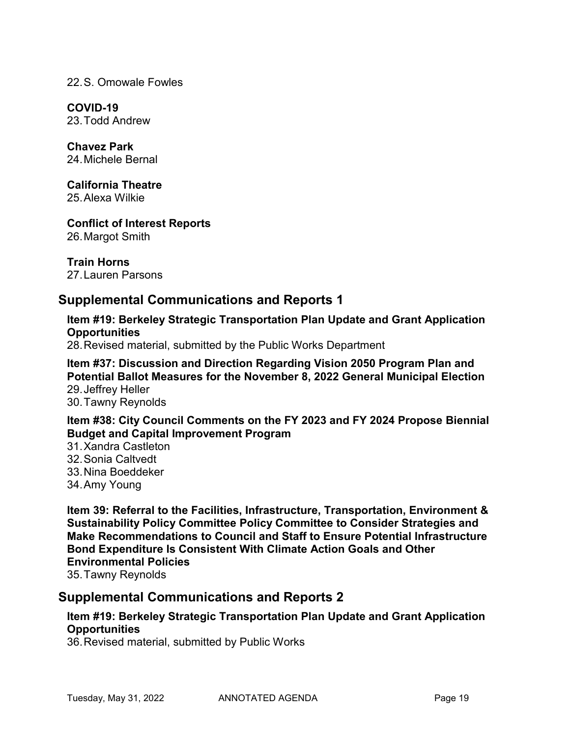22. S. Omowale Fowles

**COVID-19**

23. Todd Andrew

**Chavez Park**

24. Michele Bernal

**California Theatre**

25. Alexa Wilkie

**Conflict of Interest Reports**

26. Margot Smith

**Train Horns**

27. Lauren Parsons

## Supplemental Communications and Reports 1

**Item #19: Berkeley Strategic Transportation Plan Update and Grant Application Opportunities**

28. Revised material, submitted by the Public Works Department

**Item #37: Discussion and Direction Regarding Vision 2050 Program Plan and Potential Ballot Measures for the November 8, 2022 General Municipal Election**

29. Jeffrey Heller
30. Tawny Reynolds

**Item #38: City Council Comments on the FY 2023 and FY 2024 Propose Biennial Budget and Capital Improvement Program**

31. Xandra Castleton
32. Sonia Caltvedt
33. Nina Boeddeker
34. Amy Young

**Item 39: Referral to the Facilities, Infrastructure, Transportation, Environment & Sustainability Policy Committee Policy Committee to Consider Strategies and Make Recommendations to Council and Staff to Ensure Potential Infrastructure Bond Expenditure Is Consistent With Climate Action Goals and Other Environmental Policies**

35. Tawny Reynolds

## Supplemental Communications and Reports 2

**Item #19: Berkeley Strategic Transportation Plan Update and Grant Application Opportunities**

36. Revised material, submitted by Public Works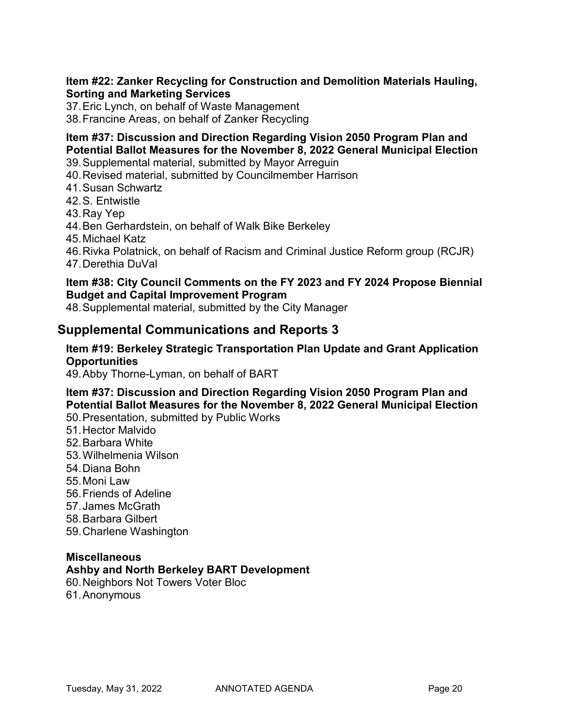**Item #22: Zanker Recycling for Construction and Demolition Materials Hauling, Sorting and Marketing Services**

37. Eric Lynch, on behalf of Waste Management
38. Francine Areas, on behalf of Zanker Recycling

**Item #37: Discussion and Direction Regarding Vision 2050 Program Plan and Potential Ballot Measures for the November 8, 2022 General Municipal Election**

39. Supplemental material, submitted by Mayor Arreguin
40. Revised material, submitted by Councilmember Harrison
41. Susan Schwartz
42. S. Entwistle
43. Ray Yep
44. Ben Gerhardstein, on behalf of Walk Bike Berkeley
45. Michael Katz
46. Rivka Polatnick, on behalf of Racism and Criminal Justice Reform group (RCJR)
47. Derethia DuVal

**Item #38: City Council Comments on the FY 2023 and FY 2024 Propose Biennial Budget and Capital Improvement Program**

48. Supplemental material, submitted by the City Manager

## Supplemental Communications and Reports 3

**Item #19: Berkeley Strategic Transportation Plan Update and Grant Application Opportunities**

49. Abby Thorne-Lyman, on behalf of BART

**Item #37: Discussion and Direction Regarding Vision 2050 Program Plan and Potential Ballot Measures for the November 8, 2022 General Municipal Election**

50. Presentation, submitted by Public Works
51. Hector Malvido
52. Barbara White
53. Wilhelmenia Wilson
54. Diana Bohn
55. Moni Law
56. Friends of Adeline
57. James McGrath
58. Barbara Gilbert
59. Charlene Washington

**Miscellaneous**

**Ashby and North Berkeley BART Development**

60. Neighbors Not Towers Voter Bloc
61. Anonymous